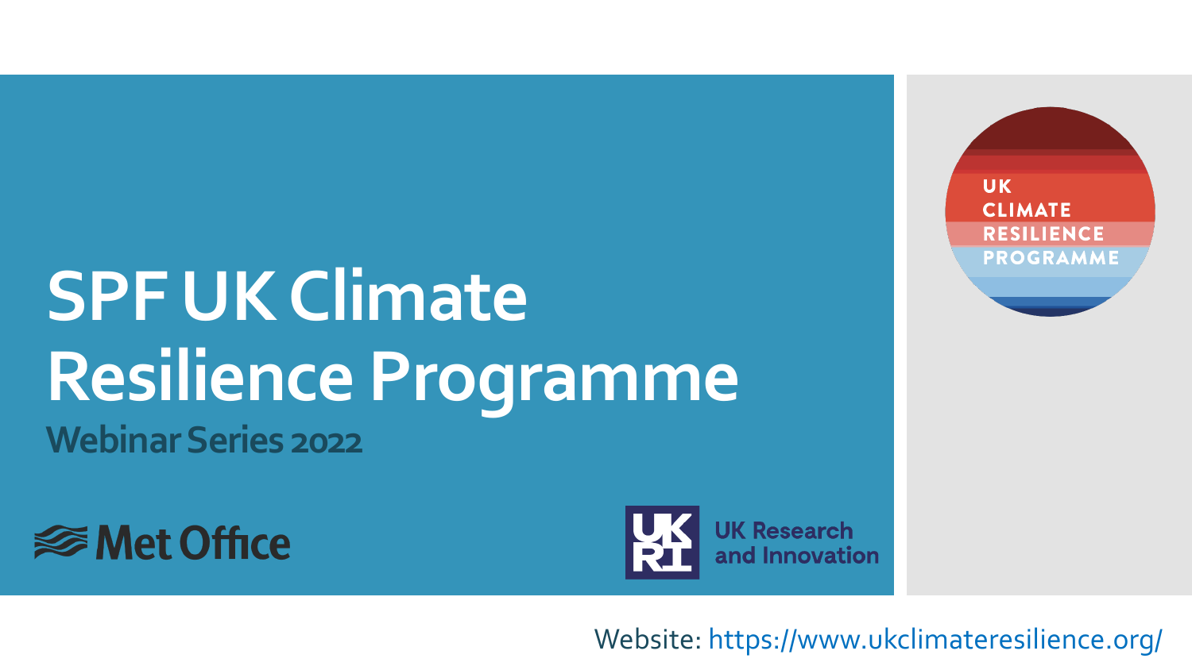# SPF UK Climate Resilience Programme

## Webinar Series 2022

Met Office

UK Research and Innovation

UK CLIMATE RESILIENCE PROGRAMME

Website: https://www.ukclimateresilience.org/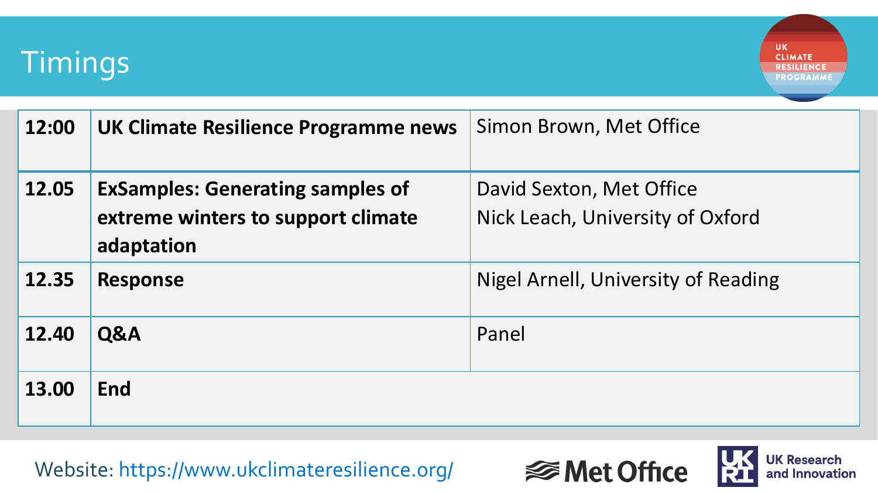# Timings

| | | |
|---|---|---|
| **12:00** | **UK Climate Resilience Programme news** | Simon Brown, Met Office |
| **12.05** | **ExSamples: Generating samples of extreme winters to support climate adaptation** | David Sexton, Met Office<br>Nick Leach, University of Oxford |
| **12.35** | **Response** | Nigel Arnell, University of Reading |
| **12.40** | **Q&A** | Panel |
| **13.00** | **End** | |

Website: https://www.ukclimateresilience.org/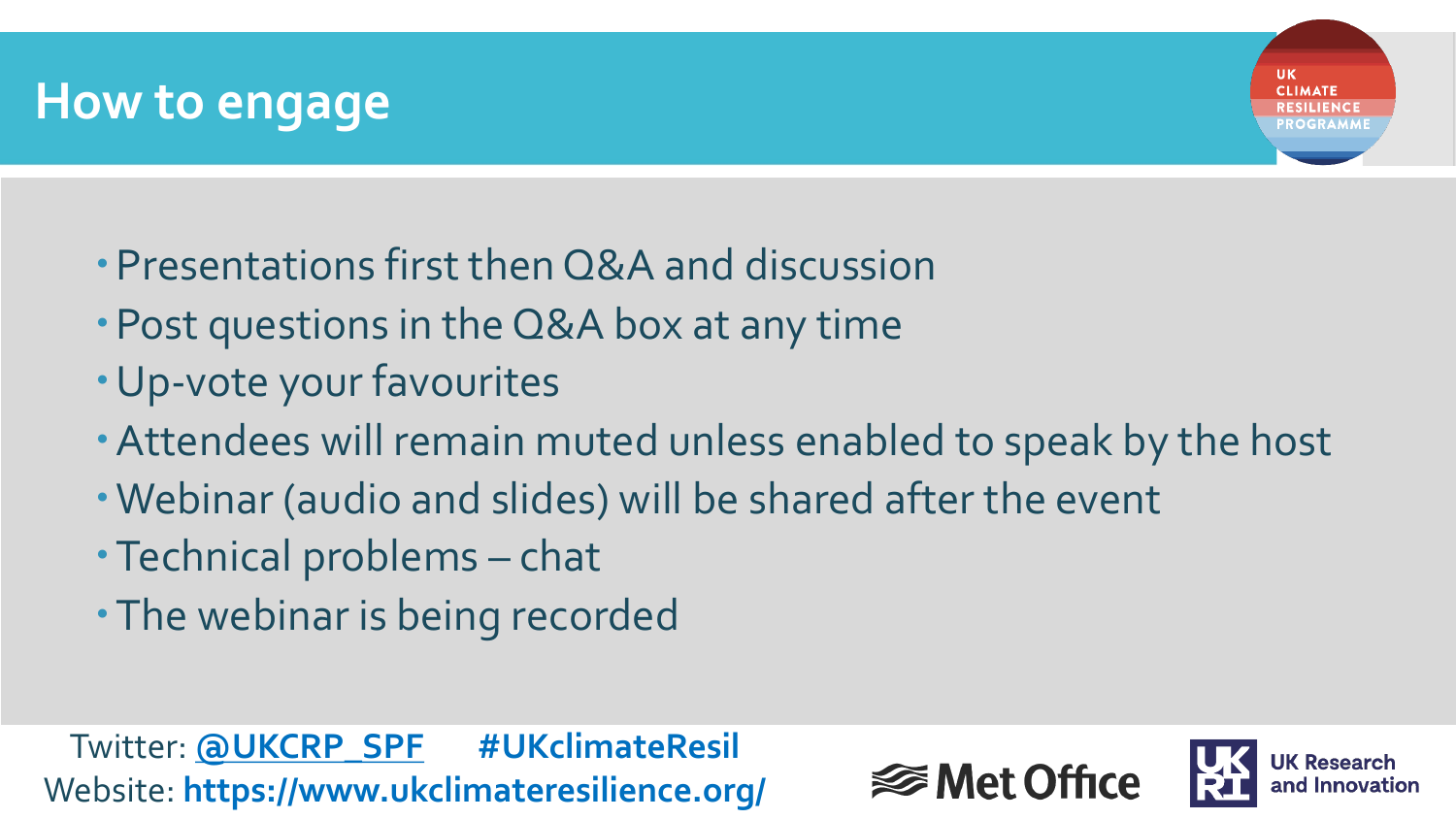# How to engage

- Presentations first then Q&A and discussion
- Post questions in the Q&A box at any time
- Up-vote your favourites
- Attendees will remain muted unless enabled to speak by the host
- Webinar (audio and slides) will be shared after the event
- Technical problems – chat
- The webinar is being recorded

Twitter: **@UKCRP_SPF** **#UKclimateResil**
Website: **https://www.ukclimateresilience.org/**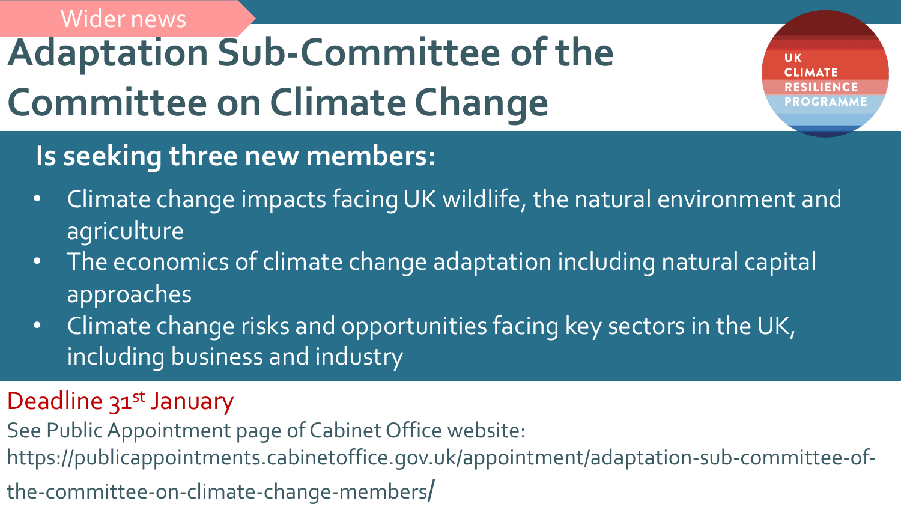Wider news

# Adaptation Sub-Committee of the Committee on Climate Change

UK CLIMATE RESILIENCE PROGRAMME

## Is seeking three new members:

- Climate change impacts facing UK wildlife, the natural environment and agriculture
- The economics of climate change adaptation including natural capital approaches
- Climate change risks and opportunities facing key sectors in the UK, including business and industry

Deadline 31st January

See Public Appointment page of Cabinet Office website: https://publicappointments.cabinetoffice.gov.uk/appointment/adaptation-sub-committee-of-the-committee-on-climate-change-members/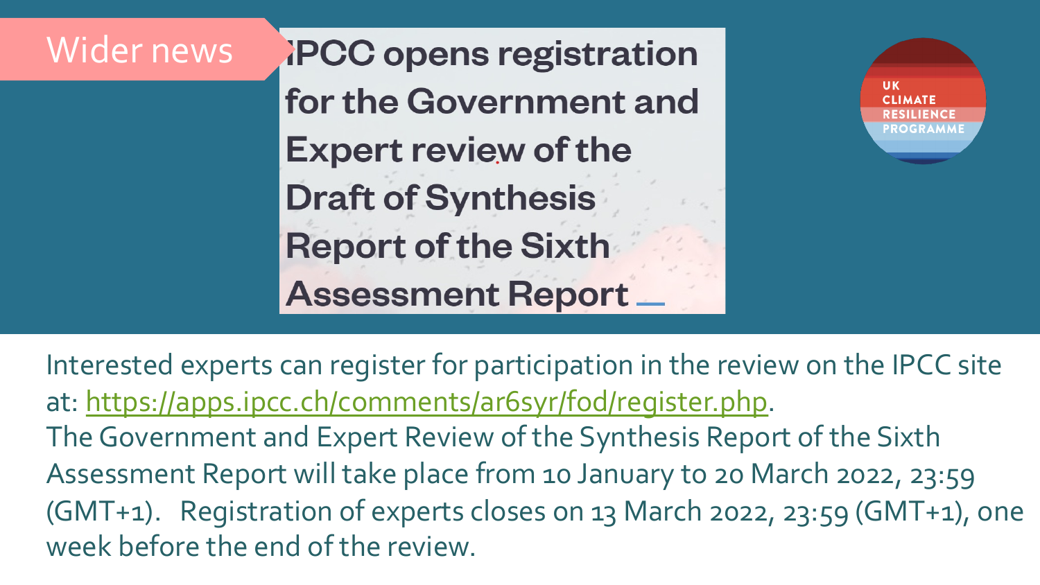Wider news

# IPCC opens registration for the Government and Expert review of the Draft of Synthesis Report of the Sixth Assessment Report

UK CLIMATE RESILIENCE PROGRAMME

Interested experts can register for participation in the review on the IPCC site at: https://apps.ipcc.ch/comments/ar6syr/fod/register.php.

The Government and Expert Review of the Synthesis Report of the Sixth Assessment Report will take place from 10 January to 20 March 2022, 23:59 (GMT+1). Registration of experts closes on 13 March 2022, 23:59 (GMT+1), one week before the end of the review.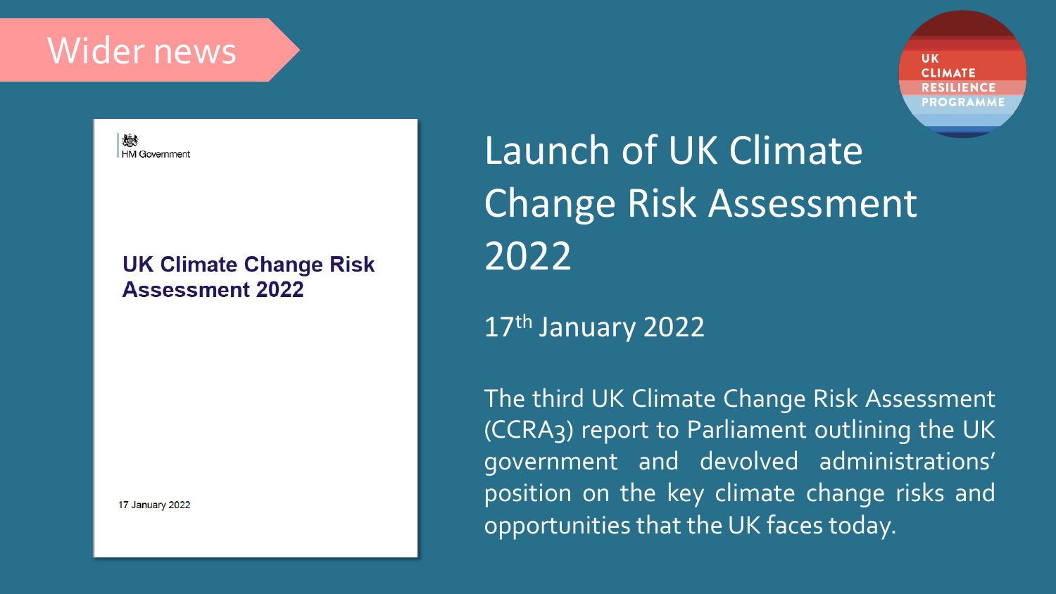Wider news

UK CLIMATE RESILIENCE PROGRAMME

HM Government

**UK Climate Change Risk Assessment 2022**

17 January 2022

# Launch of UK Climate Change Risk Assessment 2022

17th January 2022

The third UK Climate Change Risk Assessment (CCRA3) report to Parliament outlining the UK government and devolved administrations' position on the key climate change risks and opportunities that the UK faces today.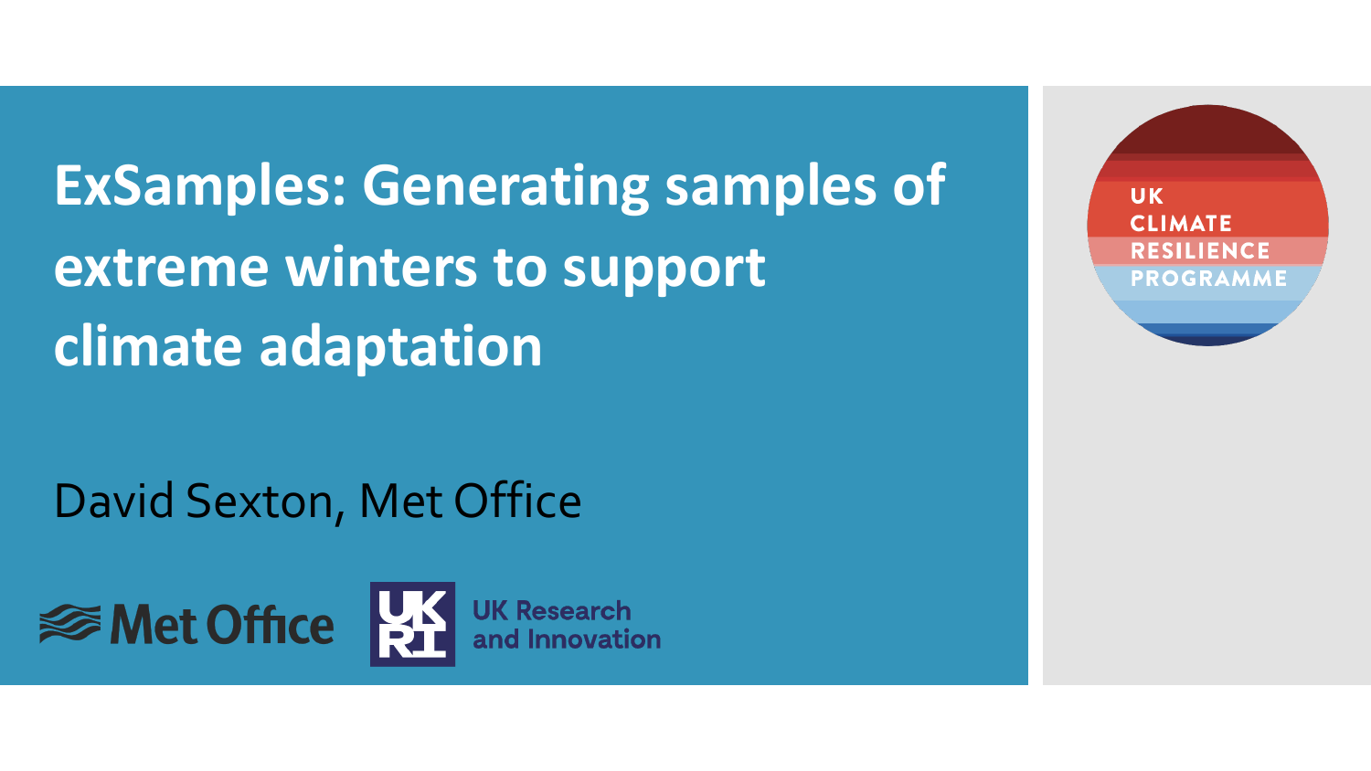# ExSamples: Generating samples of extreme winters to support climate adaptation

David Sexton, Met Office

Met Office

UK Research and Innovation

UK CLIMATE RESILIENCE PROGRAMME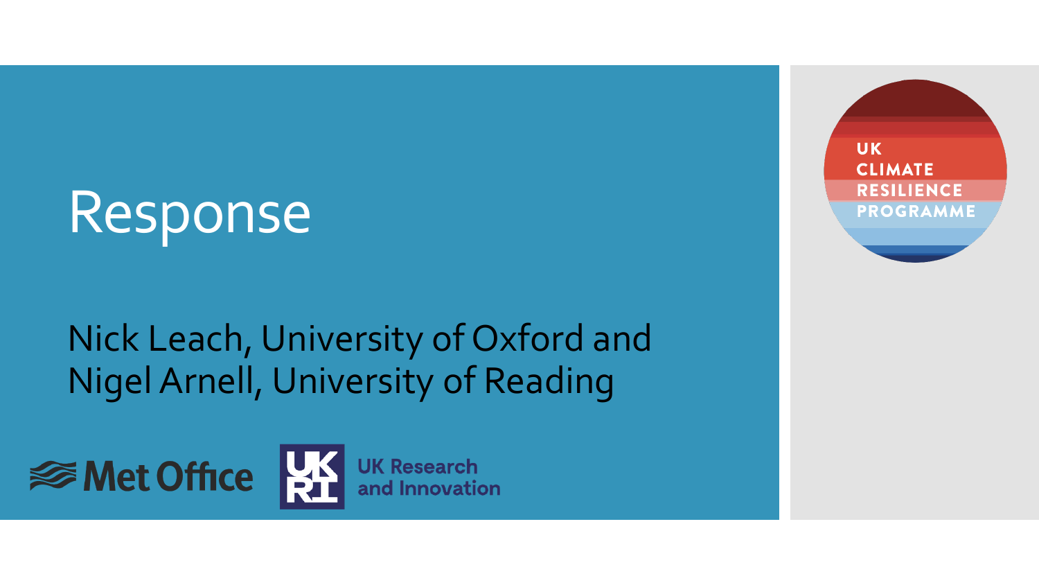# Response

Nick Leach, University of Oxford and Nigel Arnell, University of Reading

Met Office

UK Research and Innovation

UK CLIMATE RESILIENCE PROGRAMME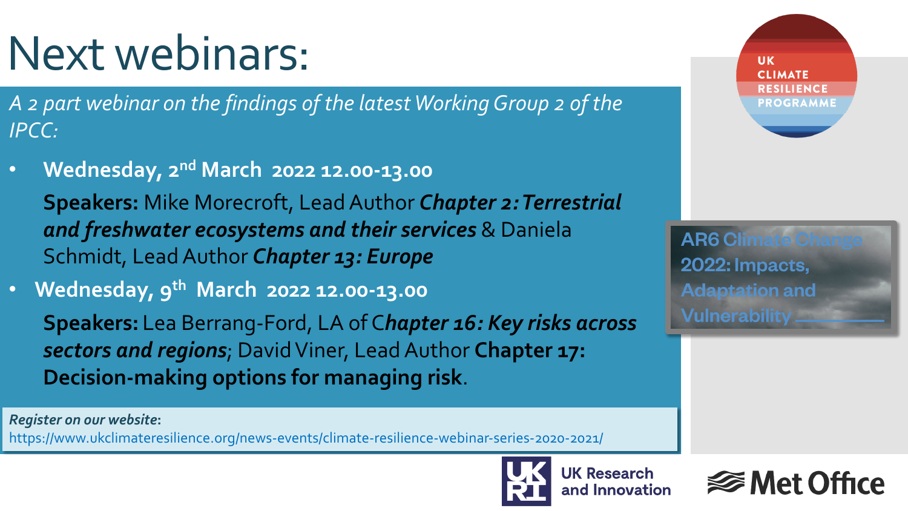# Next webinars:

*A 2 part webinar on the findings of the latest Working Group 2 of the IPCC:*

- **Wednesday, 2nd March 2022 12.00-13.00**

  **Speakers:** Mike Morecroft, Lead Author ***Chapter 2: Terrestrial and freshwater ecosystems and their services*** & Daniela Schmidt, Lead Author ***Chapter 13: Europe***

- **Wednesday, 9th March 2022 12.00-13.00**

  **Speakers:** Lea Berrang-Ford, LA of C***hapter 16: Key risks across sectors and regions***; David Viner, Lead Author **Chapter 17: Decision-making options for managing risk**.

***Register on our website*:**
https://www.ukclimateresilience.org/news-events/climate-resilience-webinar-series-2020-2021/

UK CLIMATE RESILIENCE PROGRAMME

AR6 Climate Change 2022: Impacts, Adaptation and Vulnerability

UK Research and Innovation

Met Office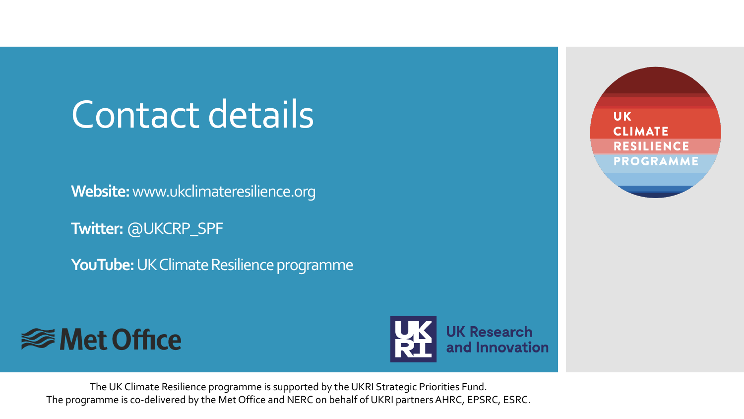# Contact details

**Website:** www.ukclimateresilience.org

**Twitter:** @UKCRP_SPF

**YouTube:** UK Climate Resilience programme

Met Office

UK Research and Innovation

UK CLIMATE RESILIENCE PROGRAMME

The UK Climate Resilience programme is supported by the UKRI Strategic Priorities Fund.
The programme is co-delivered by the Met Office and NERC on behalf of UKRI partners AHRC, EPSRC, ESRC.